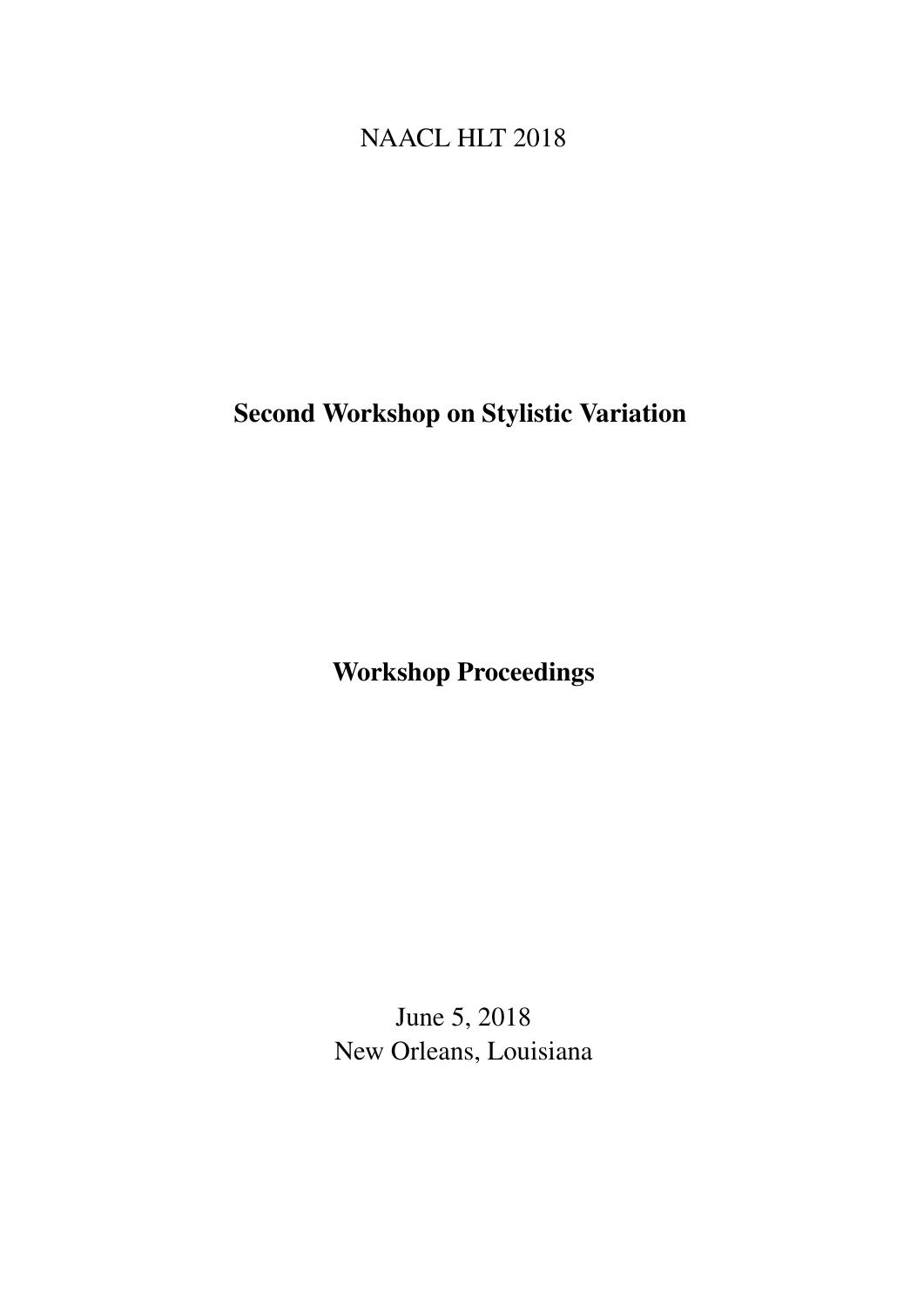NAACL HLT 2018

# Second Workshop on Stylistic Variation

## Workshop Proceedings

June 5, 2018
New Orleans, Louisiana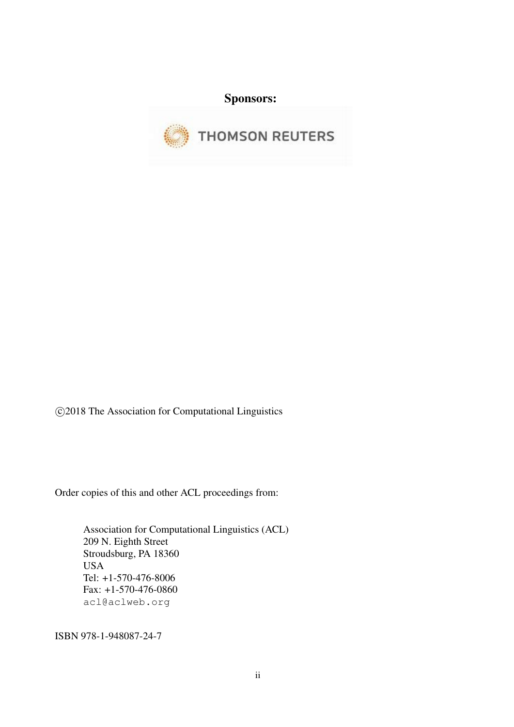**Sponsors:**

THOMSON REUTERS

©2018 The Association for Computational Linguistics

Order copies of this and other ACL proceedings from:

Association for Computational Linguistics (ACL)  
209 N. Eighth Street  
Stroudsburg, PA 18360  
USA  
Tel: +1-570-476-8006  
Fax: +1-570-476-0860  
acl@aclweb.org

ISBN 978-1-948087-24-7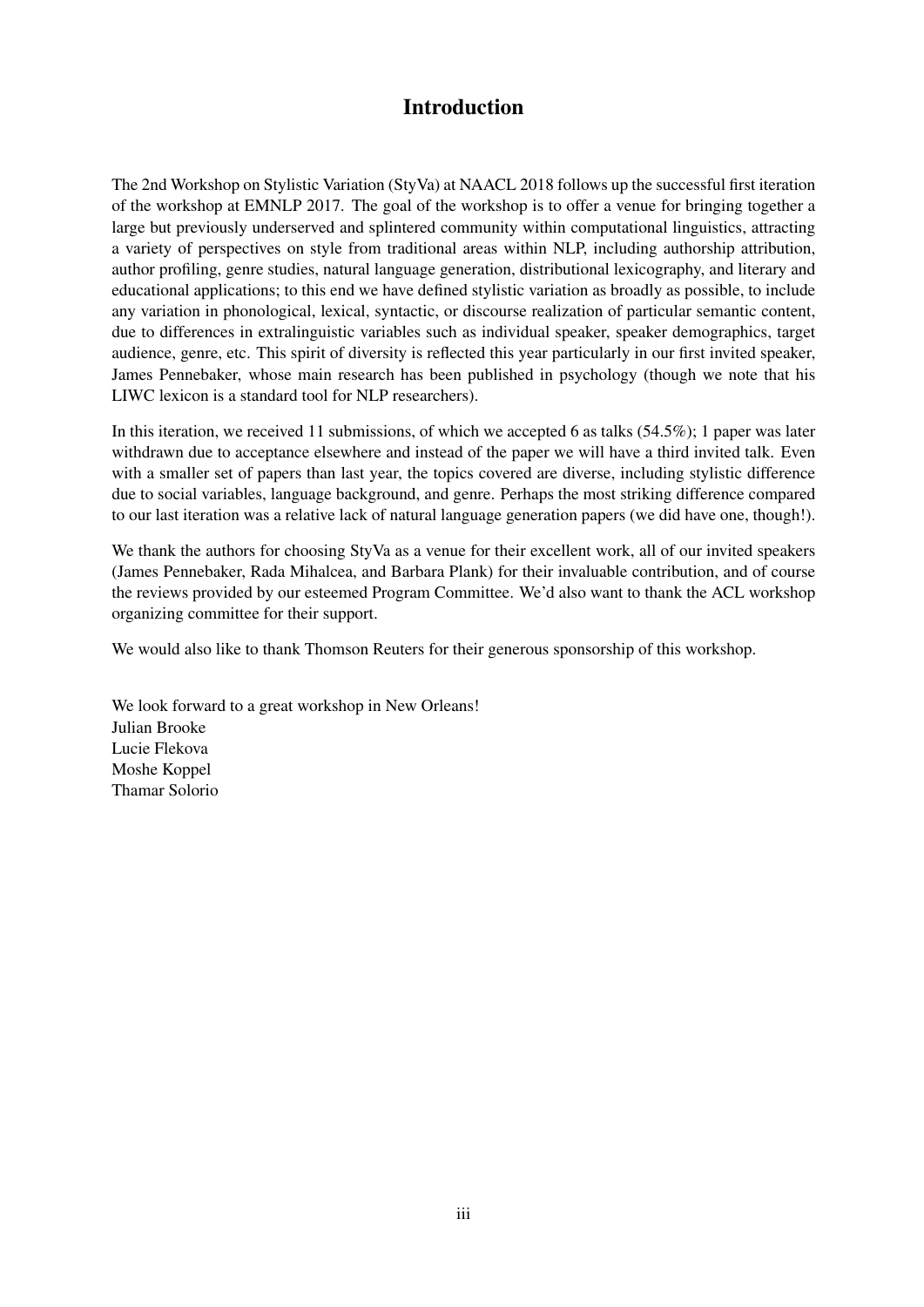# Introduction

The 2nd Workshop on Stylistic Variation (StyVa) at NAACL 2018 follows up the successful first iteration of the workshop at EMNLP 2017. The goal of the workshop is to offer a venue for bringing together a large but previously underserved and splintered community within computational linguistics, attracting a variety of perspectives on style from traditional areas within NLP, including authorship attribution, author profiling, genre studies, natural language generation, distributional lexicography, and literary and educational applications; to this end we have defined stylistic variation as broadly as possible, to include any variation in phonological, lexical, syntactic, or discourse realization of particular semantic content, due to differences in extralinguistic variables such as individual speaker, speaker demographics, target audience, genre, etc. This spirit of diversity is reflected this year particularly in our first invited speaker, James Pennebaker, whose main research has been published in psychology (though we note that his LIWC lexicon is a standard tool for NLP researchers).

In this iteration, we received 11 submissions, of which we accepted 6 as talks (54.5%); 1 paper was later withdrawn due to acceptance elsewhere and instead of the paper we will have a third invited talk. Even with a smaller set of papers than last year, the topics covered are diverse, including stylistic difference due to social variables, language background, and genre. Perhaps the most striking difference compared to our last iteration was a relative lack of natural language generation papers (we did have one, though!).

We thank the authors for choosing StyVa as a venue for their excellent work, all of our invited speakers (James Pennebaker, Rada Mihalcea, and Barbara Plank) for their invaluable contribution, and of course the reviews provided by our esteemed Program Committee. We'd also want to thank the ACL workshop organizing committee for their support.

We would also like to thank Thomson Reuters for their generous sponsorship of this workshop.

We look forward to a great workshop in New Orleans!  
Julian Brooke  
Lucie Flekova  
Moshe Koppel  
Thamar Solorio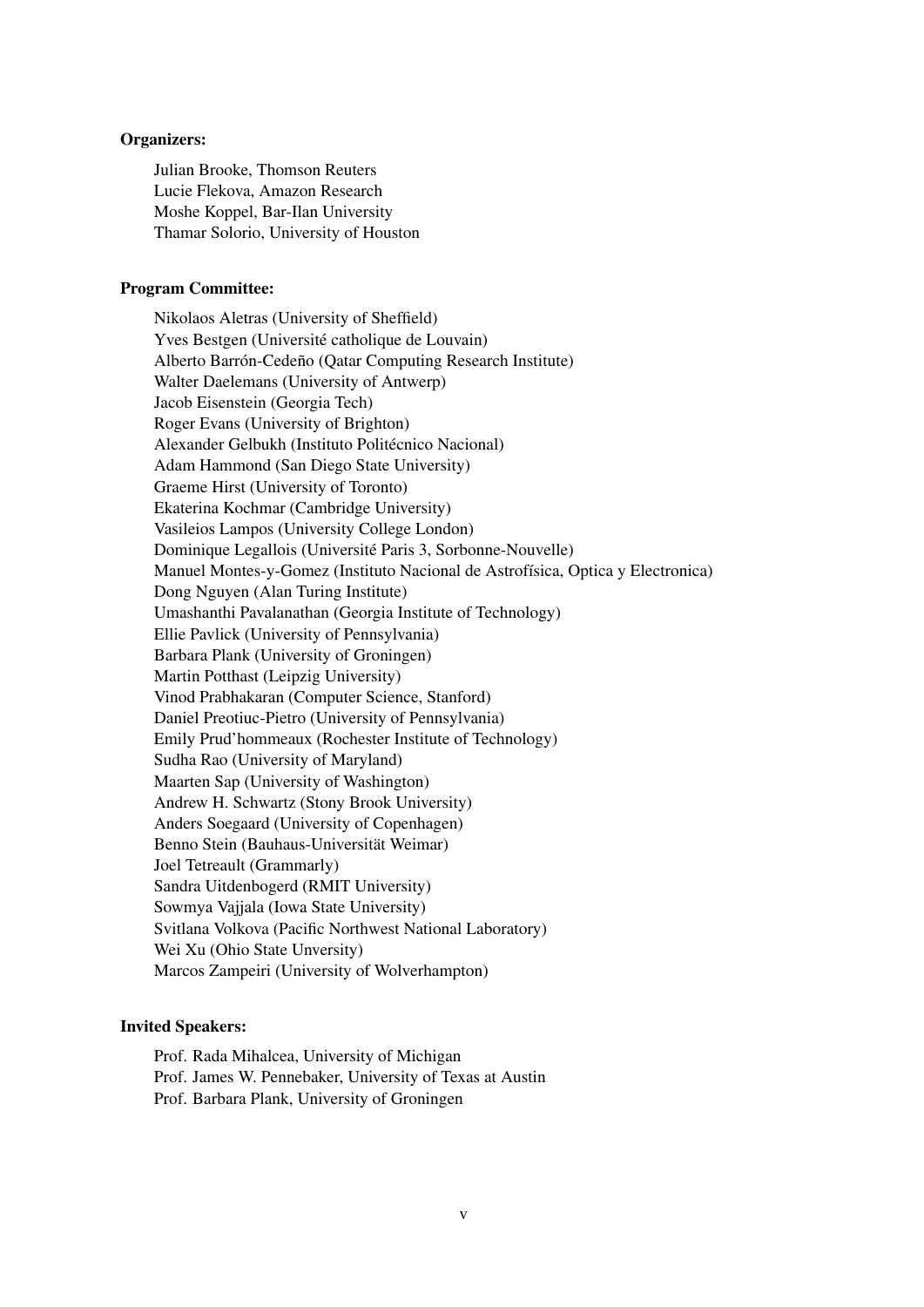**Organizers:**

Julian Brooke, Thomson Reuters
Lucie Flekova, Amazon Research
Moshe Koppel, Bar-Ilan University
Thamar Solorio, University of Houston

**Program Committee:**

Nikolaos Aletras (University of Sheffield)
Yves Bestgen (Université catholique de Louvain)
Alberto Barrón-Cedeño (Qatar Computing Research Institute)
Walter Daelemans (University of Antwerp)
Jacob Eisenstein (Georgia Tech)
Roger Evans (University of Brighton)
Alexander Gelbukh (Instituto Politécnico Nacional)
Adam Hammond (San Diego State University)
Graeme Hirst (University of Toronto)
Ekaterina Kochmar (Cambridge University)
Vasileios Lampos (University College London)
Dominique Legallois (Université Paris 3, Sorbonne-Nouvelle)
Manuel Montes-y-Gomez (Instituto Nacional de Astrofísica, Optica y Electronica)
Dong Nguyen (Alan Turing Institute)
Umashanthi Pavalanathan (Georgia Institute of Technology)
Ellie Pavlick (University of Pennsylvania)
Barbara Plank (University of Groningen)
Martin Potthast (Leipzig University)
Vinod Prabhakaran (Computer Science, Stanford)
Daniel Preotiuc-Pietro (University of Pennsylvania)
Emily Prud'hommeaux (Rochester Institute of Technology)
Sudha Rao (University of Maryland)
Maarten Sap (University of Washington)
Andrew H. Schwartz (Stony Brook University)
Anders Soegaard (University of Copenhagen)
Benno Stein (Bauhaus-Universität Weimar)
Joel Tetreault (Grammarly)
Sandra Uitdenbogerd (RMIT University)
Sowmya Vajjala (Iowa State University)
Svitlana Volkova (Pacific Northwest National Laboratory)
Wei Xu (Ohio State Unversity)
Marcos Zampeiri (University of Wolverhampton)

**Invited Speakers:**

Prof. Rada Mihalcea, University of Michigan
Prof. James W. Pennebaker, University of Texas at Austin
Prof. Barbara Plank, University of Groningen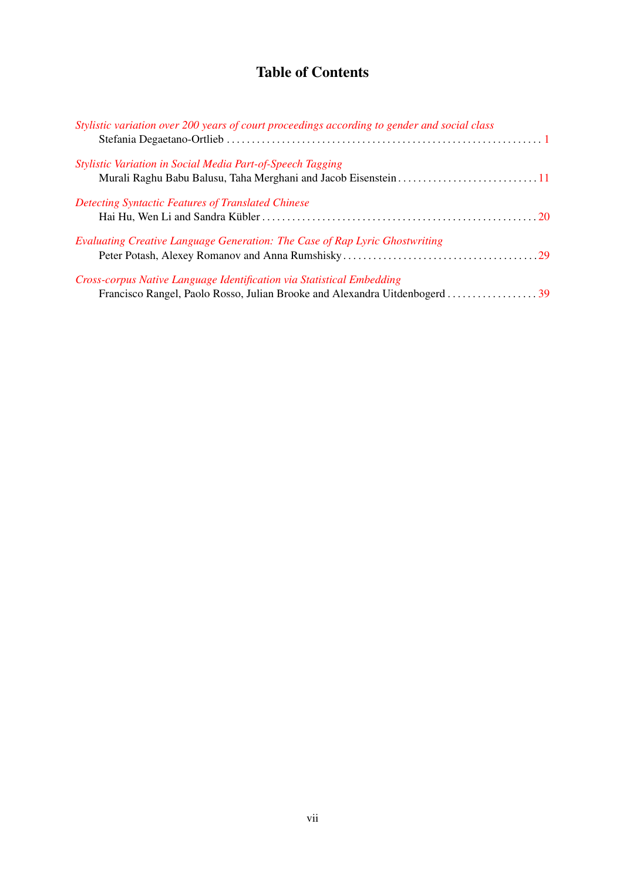# Table of Contents

*Stylistic variation over 200 years of court proceedings according to gender and social class*
Stefania Degaetano-Ortlieb . . . . . . . . . . . . . . . . . . . . . . . . . . . . . . . . . . . . . . . . . . . . . . . . . . . . . . . . . . . . . 1

*Stylistic Variation in Social Media Part-of-Speech Tagging*
Murali Raghu Babu Balusu, Taha Merghani and Jacob Eisenstein . . . . . . . . . . . . . . . . . . . . . . . . . . . . 11

*Detecting Syntactic Features of Translated Chinese*
Hai Hu, Wen Li and Sandra Kübler . . . . . . . . . . . . . . . . . . . . . . . . . . . . . . . . . . . . . . . . . . . . . . . . . . . . . 20

*Evaluating Creative Language Generation: The Case of Rap Lyric Ghostwriting*
Peter Potash, Alexey Romanov and Anna Rumshisky . . . . . . . . . . . . . . . . . . . . . . . . . . . . . . . . . . . . . . 29

*Cross-corpus Native Language Identification via Statistical Embedding*
Francisco Rangel, Paolo Rosso, Julian Brooke and Alexandra Uitdenbogerd . . . . . . . . . . . . . . . . . . 39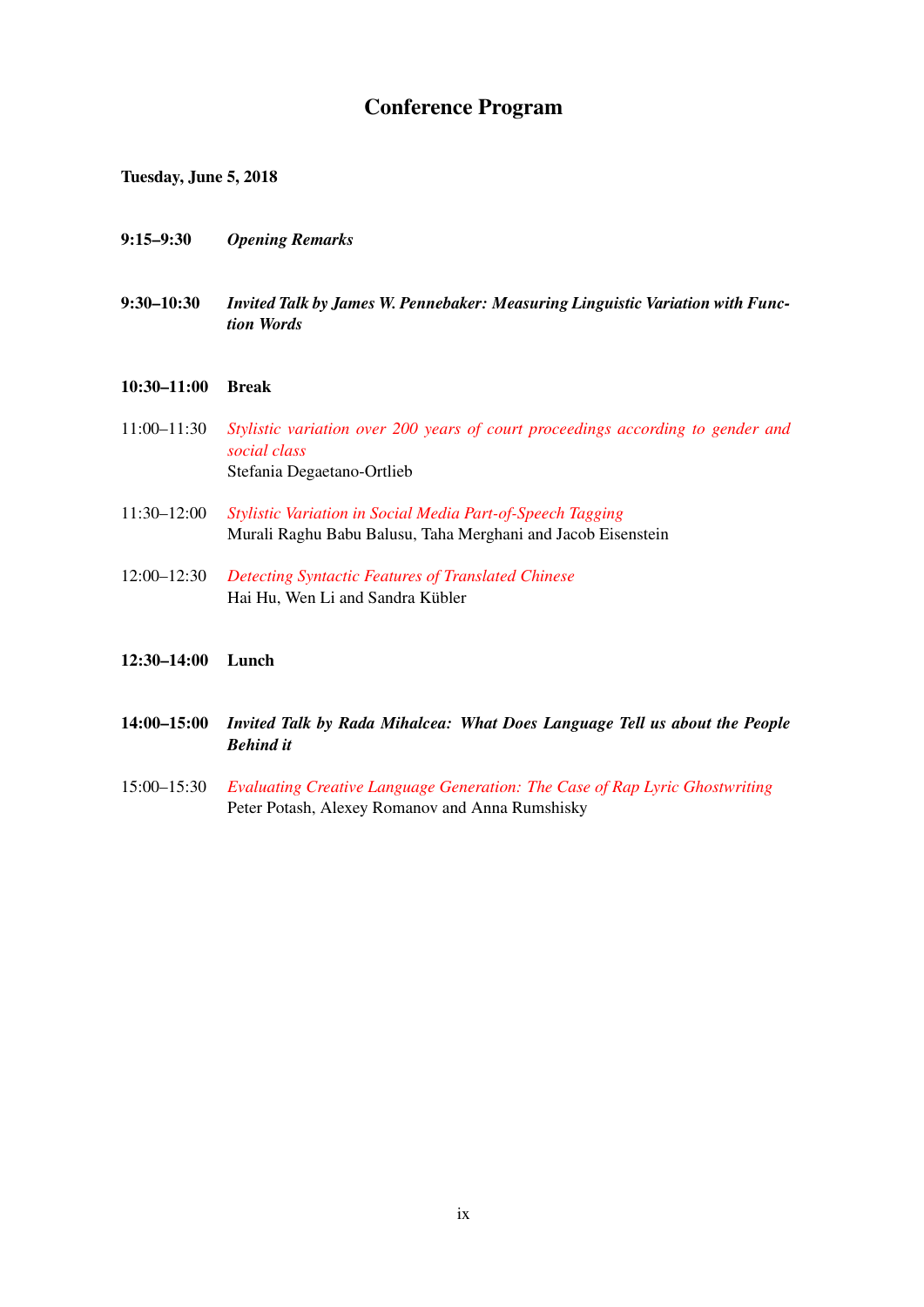# Conference Program

**Tuesday, June 5, 2018**

**9:15–9:30** ***Opening Remarks***

**9:30–10:30** ***Invited Talk by James W. Pennebaker: Measuring Linguistic Variation with Function Words***

**10:30–11:00** **Break**

11:00–11:30 *Stylistic variation over 200 years of court proceedings according to gender and social class*
Stefania Degaetano-Ortlieb

11:30–12:00 *Stylistic Variation in Social Media Part-of-Speech Tagging*
Murali Raghu Babu Balusu, Taha Merghani and Jacob Eisenstein

12:00–12:30 *Detecting Syntactic Features of Translated Chinese*
Hai Hu, Wen Li and Sandra Kübler

**12:30–14:00** **Lunch**

**14:00–15:00** ***Invited Talk by Rada Mihalcea: What Does Language Tell us about the People Behind it***

15:00–15:30 *Evaluating Creative Language Generation: The Case of Rap Lyric Ghostwriting*
Peter Potash, Alexey Romanov and Anna Rumshisky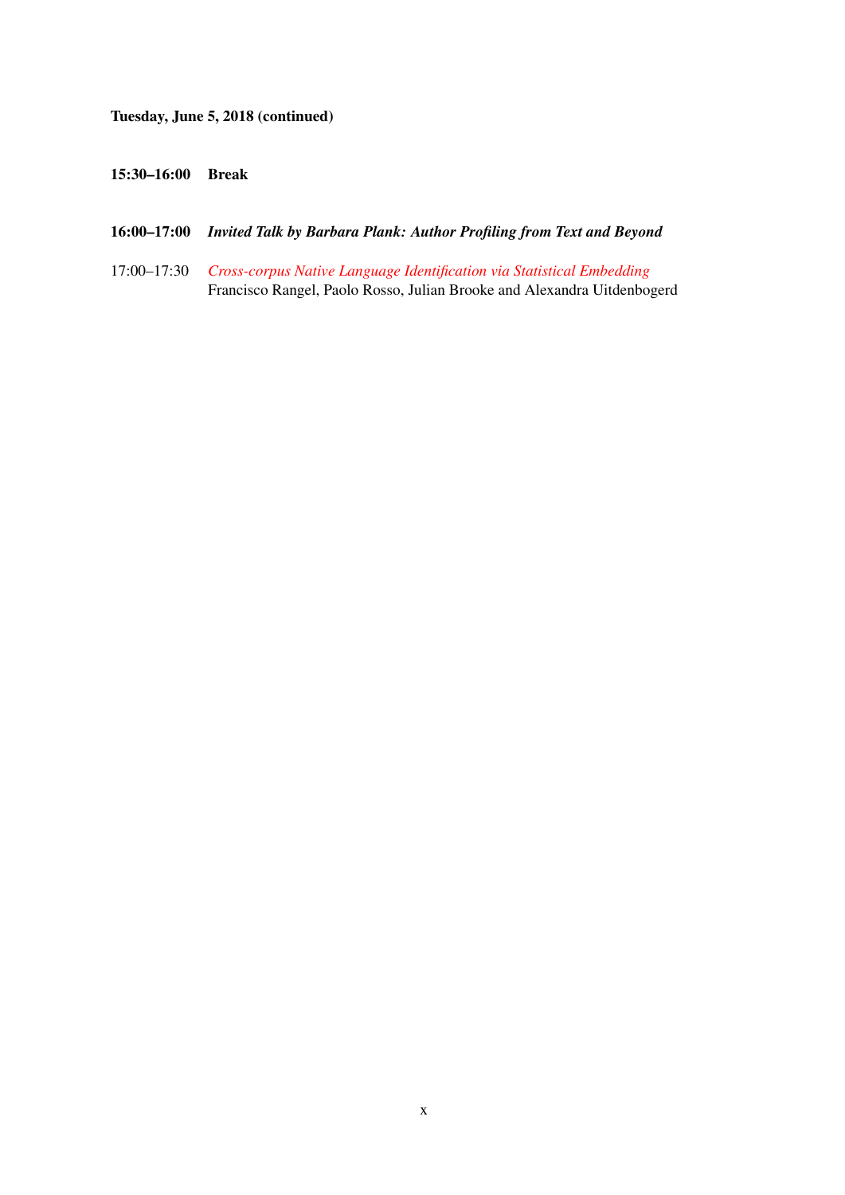**Tuesday, June 5, 2018 (continued)**

**15:30–16:00 Break**

**16:00–17:00** ***Invited Talk by Barbara Plank: Author Profiling from Text and Beyond***

17:00–17:30 *Cross-corpus Native Language Identification via Statistical Embedding*
Francisco Rangel, Paolo Rosso, Julian Brooke and Alexandra Uitdenbogerd